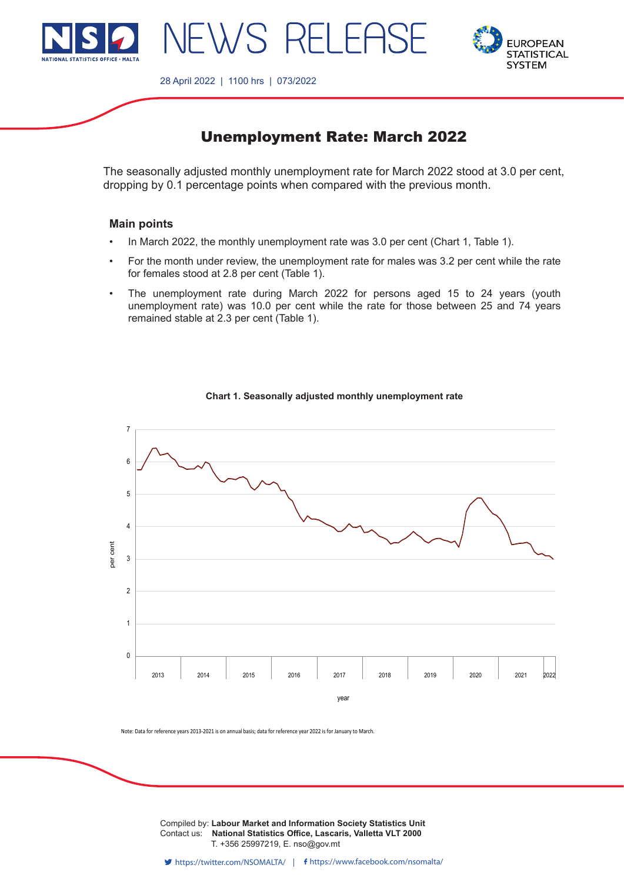NEWS RELEASE

28 April 2022 | 1100 hrs | 073/2022

# Unemployment Rate: March 2022

The seasonally adjusted monthly unemployment rate for March 2022 stood at 3.0 per cent, dropping by 0.1 percentage points when compared with the previous month.

### Main points

- In March 2022, the monthly unemployment rate was 3.0 per cent (Chart 1, Table 1).
- For the month under review, the unemployment rate for males was 3.2 per cent while the rate for females stood at 2.8 per cent (Table 1).
- The unemployment rate during March 2022 for persons aged 15 to 24 years (youth unemployment rate) was 10.0 per cent while the rate for those between 25 and 74 years remained stable at 2.3 per cent (Table 1).

**Chart 1. Seasonally adjusted monthly unemployment rate**

Note: Data for reference years 2013-2021 is on annual basis; data for reference year 2022 is for January to March.

Compiled by: **Labour Market and Information Society Statistics Unit**
Contact us: **National Statistics Office, Lascaris, Valletta VLT 2000**
T. +356 25997219, E. nso@gov.mt

https://twitter.com/NSOMALTA/ | https://www.facebook.com/nsomalta/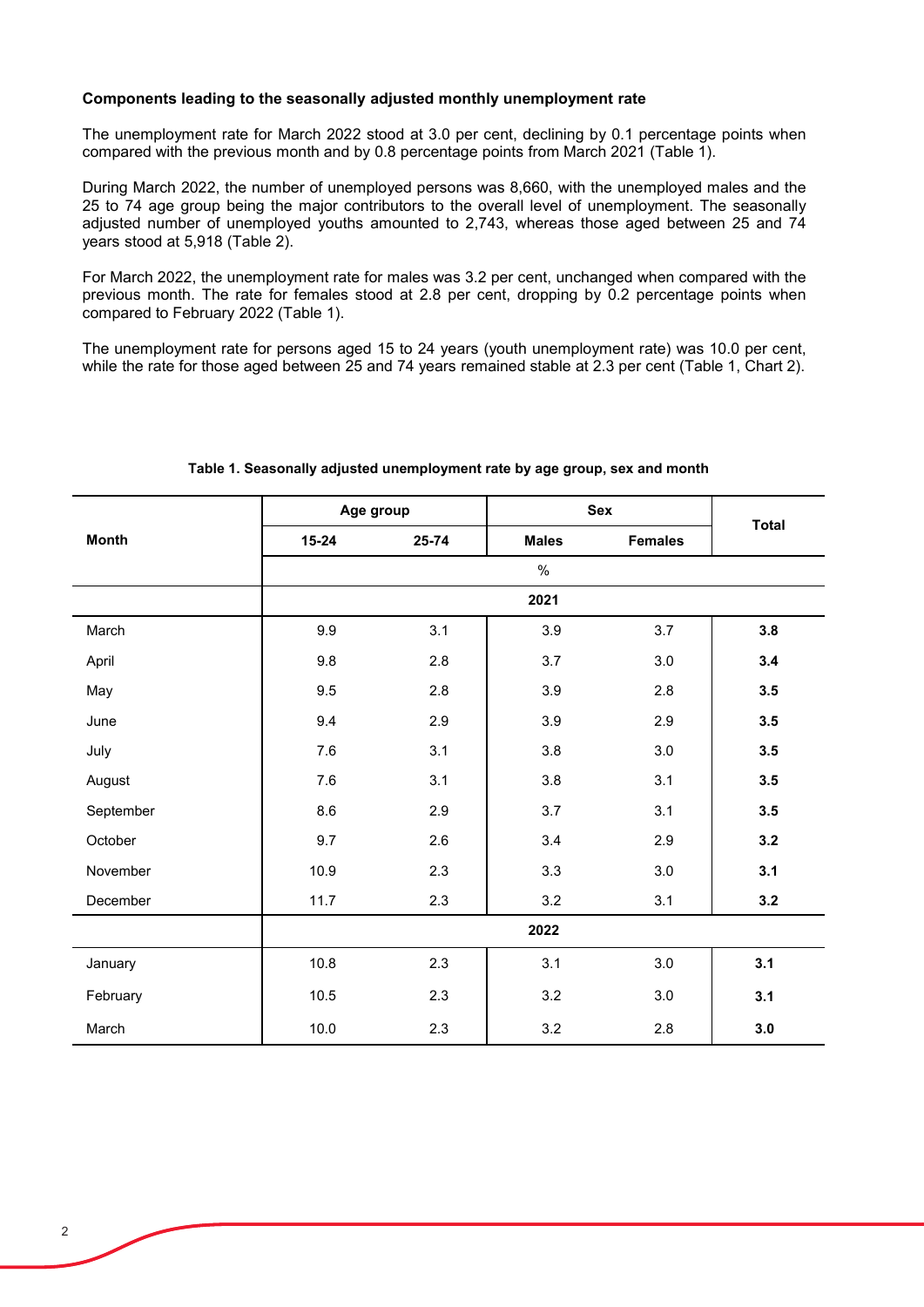**Components leading to the seasonally adjusted monthly unemployment rate**

The unemployment rate for March 2022 stood at 3.0 per cent, declining by 0.1 percentage points when compared with the previous month and by 0.8 percentage points from March 2021 (Table 1).

During March 2022, the number of unemployed persons was 8,660, with the unemployed males and the 25 to 74 age group being the major contributors to the overall level of unemployment. The seasonally adjusted number of unemployed youths amounted to 2,743, whereas those aged between 25 and 74 years stood at 5,918 (Table 2).

For March 2022, the unemployment rate for males was 3.2 per cent, unchanged when compared with the previous month. The rate for females stood at 2.8 per cent, dropping by 0.2 percentage points when compared to February 2022 (Table 1).

The unemployment rate for persons aged 15 to 24 years (youth unemployment rate) was 10.0 per cent, while the rate for those aged between 25 and 74 years remained stable at 2.3 per cent (Table 1, Chart 2).

**Table 1. Seasonally adjusted unemployment rate by age group, sex and month**

| Month | Age group | | Sex | | Total |
|---|---|---|---|---|---|
| | 15-24 | 25-74 | Males | Females | |
| | % | | | | |
| | **2021** | | | | |
| March | 9.9 | 3.1 | 3.9 | 3.7 | **3.8** |
| April | 9.8 | 2.8 | 3.7 | 3.0 | **3.4** |
| May | 9.5 | 2.8 | 3.9 | 2.8 | **3.5** |
| June | 9.4 | 2.9 | 3.9 | 2.9 | **3.5** |
| July | 7.6 | 3.1 | 3.8 | 3.0 | **3.5** |
| August | 7.6 | 3.1 | 3.8 | 3.1 | **3.5** |
| September | 8.6 | 2.9 | 3.7 | 3.1 | **3.5** |
| October | 9.7 | 2.6 | 3.4 | 2.9 | **3.2** |
| November | 10.9 | 2.3 | 3.3 | 3.0 | **3.1** |
| December | 11.7 | 2.3 | 3.2 | 3.1 | **3.2** |
| | **2022** | | | | |
| January | 10.8 | 2.3 | 3.1 | 3.0 | **3.1** |
| February | 10.5 | 2.3 | 3.2 | 3.0 | **3.1** |
| March | 10.0 | 2.3 | 3.2 | 2.8 | **3.0** |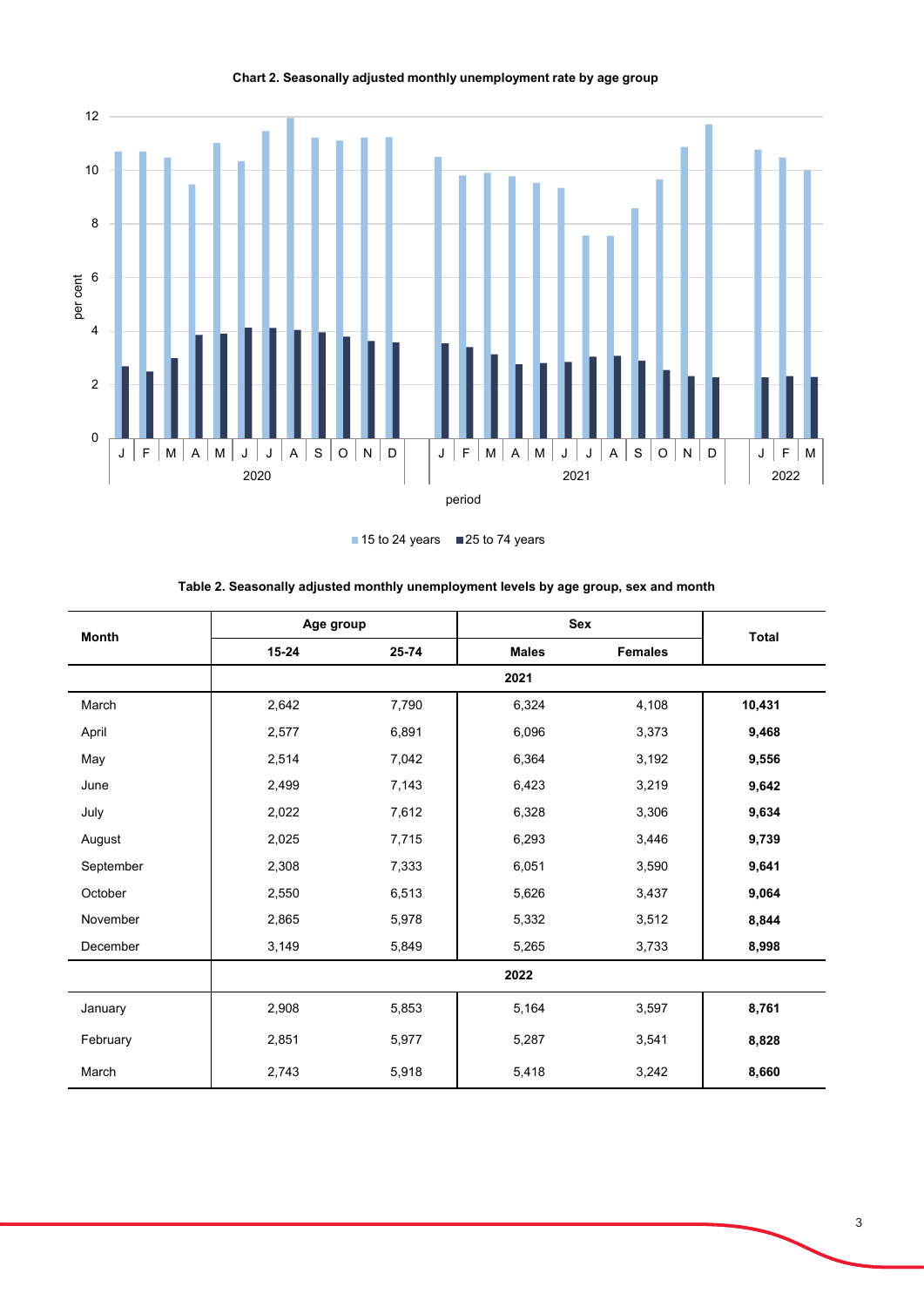**Chart 2. Seasonally adjusted monthly unemployment rate by age group**

**Table 2. Seasonally adjusted monthly unemployment levels by age group, sex and month**

| Month | Age group | | Sex | | Total |
|---|---|---|---|---|---|
| | 15-24 | 25-74 | Males | Females | |
| | | | **2021** | | |
| March | 2,642 | 7,790 | 6,324 | 4,108 | **10,431** |
| April | 2,577 | 6,891 | 6,096 | 3,373 | **9,468** |
| May | 2,514 | 7,042 | 6,364 | 3,192 | **9,556** |
| June | 2,499 | 7,143 | 6,423 | 3,219 | **9,642** |
| July | 2,022 | 7,612 | 6,328 | 3,306 | **9,634** |
| August | 2,025 | 7,715 | 6,293 | 3,446 | **9,739** |
| September | 2,308 | 7,333 | 6,051 | 3,590 | **9,641** |
| October | 2,550 | 6,513 | 5,626 | 3,437 | **9,064** |
| November | 2,865 | 5,978 | 5,332 | 3,512 | **8,844** |
| December | 3,149 | 5,849 | 5,265 | 3,733 | **8,998** |
| | | | **2022** | | |
| January | 2,908 | 5,853 | 5,164 | 3,597 | **8,761** |
| February | 2,851 | 5,977 | 5,287 | 3,541 | **8,828** |
| March | 2,743 | 5,918 | 5,418 | 3,242 | **8,660** |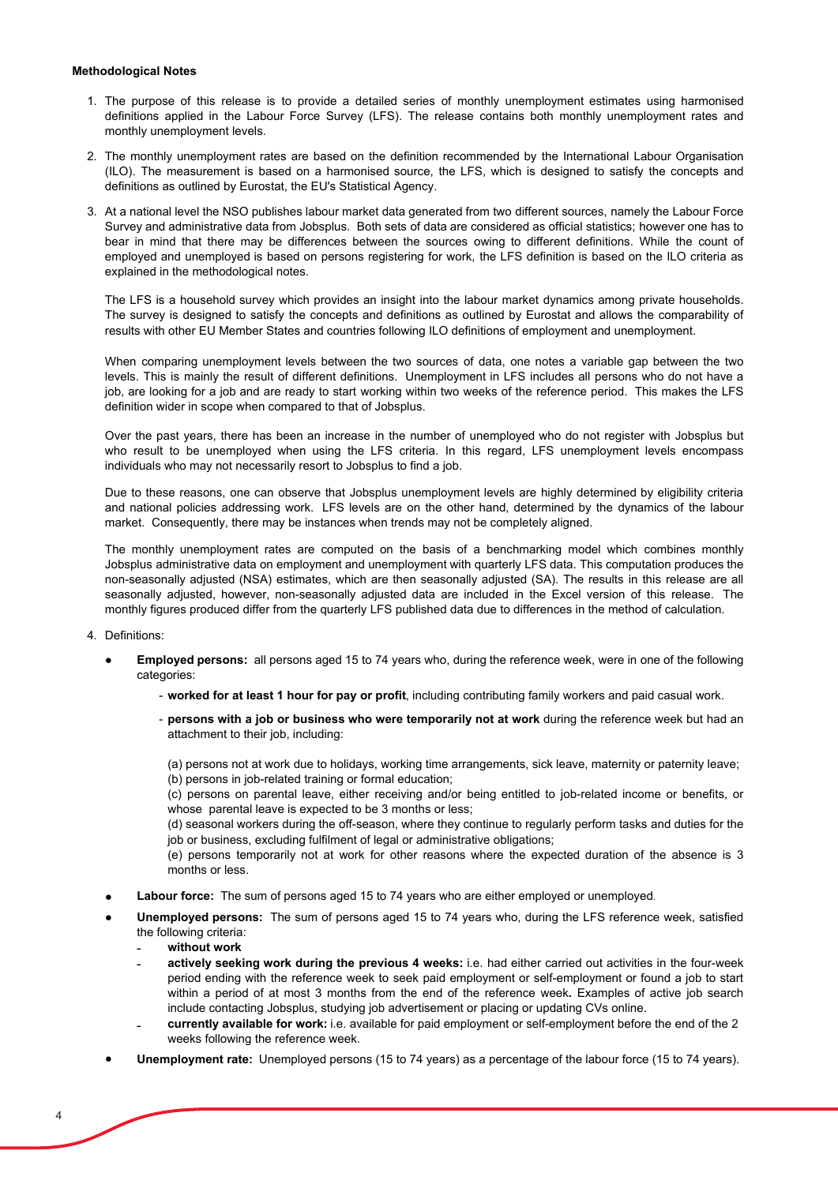**Methodological Notes**

1. The purpose of this release is to provide a detailed series of monthly unemployment estimates using harmonised definitions applied in the Labour Force Survey (LFS). The release contains both monthly unemployment rates and monthly unemployment levels.

2. The monthly unemployment rates are based on the definition recommended by the International Labour Organisation (ILO). The measurement is based on a harmonised source, the LFS, which is designed to satisfy the concepts and definitions as outlined by Eurostat, the EU's Statistical Agency.

3. At a national level the NSO publishes labour market data generated from two different sources, namely the Labour Force Survey and administrative data from Jobsplus. Both sets of data are considered as official statistics; however one has to bear in mind that there may be differences between the sources owing to different definitions. While the count of employed and unemployed is based on persons registering for work, the LFS definition is based on the ILO criteria as explained in the methodological notes.

   The LFS is a household survey which provides an insight into the labour market dynamics among private households. The survey is designed to satisfy the concepts and definitions as outlined by Eurostat and allows the comparability of results with other EU Member States and countries following ILO definitions of employment and unemployment.

   When comparing unemployment levels between the two sources of data, one notes a variable gap between the two levels. This is mainly the result of different definitions. Unemployment in LFS includes all persons who do not have a job, are looking for a job and are ready to start working within two weeks of the reference period. This makes the LFS definition wider in scope when compared to that of Jobsplus.

   Over the past years, there has been an increase in the number of unemployed who do not register with Jobsplus but who result to be unemployed when using the LFS criteria. In this regard, LFS unemployment levels encompass individuals who may not necessarily resort to Jobsplus to find a job.

   Due to these reasons, one can observe that Jobsplus unemployment levels are highly determined by eligibility criteria and national policies addressing work. LFS levels are on the other hand, determined by the dynamics of the labour market. Consequently, there may be instances when trends may not be completely aligned.

   The monthly unemployment rates are computed on the basis of a benchmarking model which combines monthly Jobsplus administrative data on employment and unemployment with quarterly LFS data. This computation produces the non-seasonally adjusted (NSA) estimates, which are then seasonally adjusted (SA). The results in this release are all seasonally adjusted, however, non-seasonally adjusted data are included in the Excel version of this release. The monthly figures produced differ from the quarterly LFS published data due to differences in the method of calculation.

4. Definitions:

   - **Employed persons:** all persons aged 15 to 74 years who, during the reference week, were in one of the following categories:
     - **worked for at least 1 hour for pay or profit**, including contributing family workers and paid casual work.
     - **persons with a job or business who were temporarily not at work** during the reference week but had an attachment to their job, including:

       (a) persons not at work due to holidays, working time arrangements, sick leave, maternity or paternity leave;
       (b) persons in job-related training or formal education;
       (c) persons on parental leave, either receiving and/or being entitled to job-related income or benefits, or whose parental leave is expected to be 3 months or less;
       (d) seasonal workers during the off-season, where they continue to regularly perform tasks and duties for the job or business, excluding fulfilment of legal or administrative obligations;
       (e) persons temporarily not at work for other reasons where the expected duration of the absence is 3 months or less.

   - **Labour force:** The sum of persons aged 15 to 74 years who are either employed or unemployed.

   - **Unemployed persons:** The sum of persons aged 15 to 74 years who, during the LFS reference week, satisfied the following criteria:
     - **without work**
     - **actively seeking work during the previous 4 weeks:** i.e. had either carried out activities in the four-week period ending with the reference week to seek paid employment or self-employment or found a job to start within a period of at most 3 months from the end of the reference week**.** Examples of active job search include contacting Jobsplus, studying job advertisement or placing or updating CVs online.
     - **currently available for work:** i.e. available for paid employment or self-employment before the end of the 2 weeks following the reference week.

   - **Unemployment rate:** Unemployed persons (15 to 74 years) as a percentage of the labour force (15 to 74 years).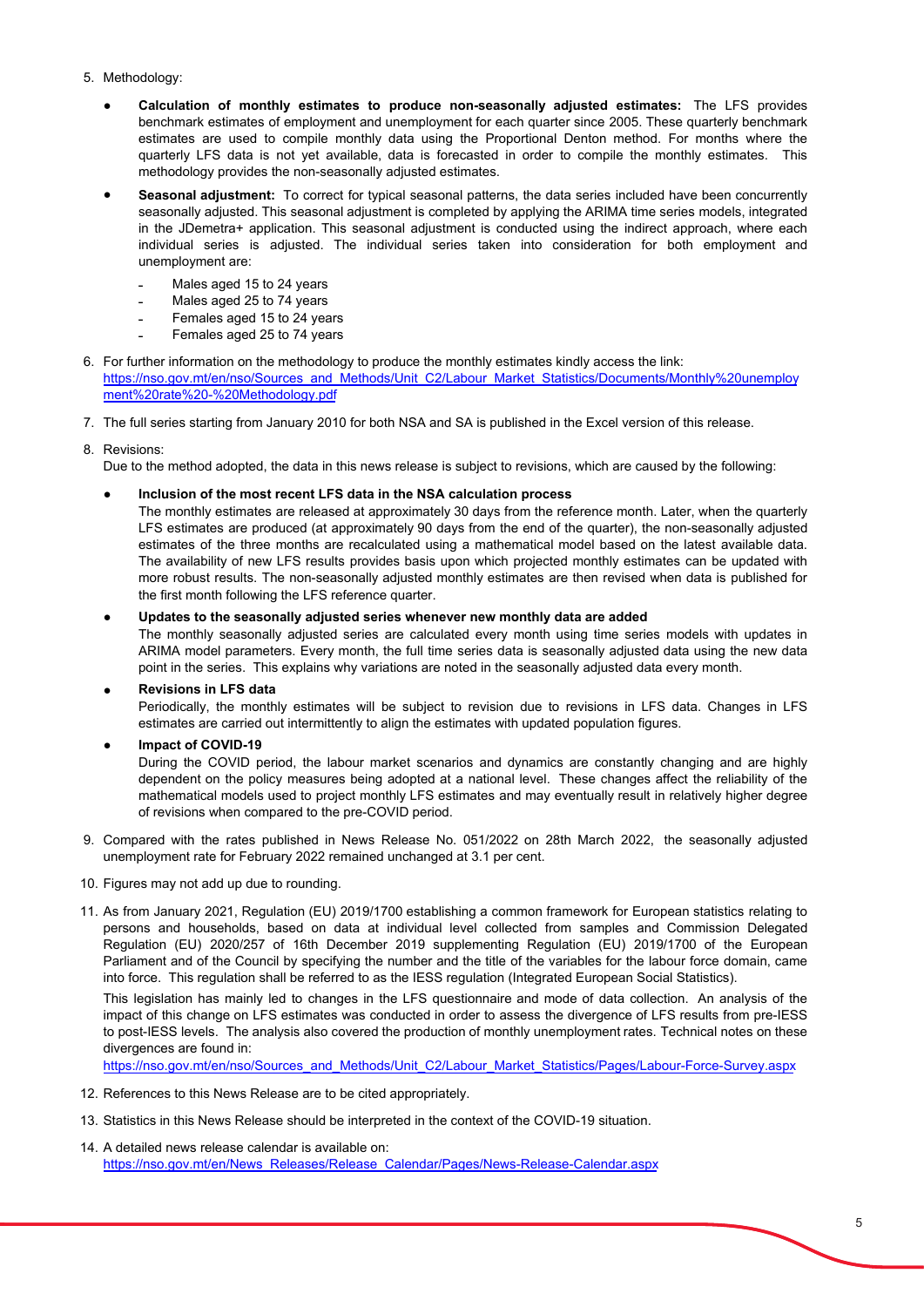5. Methodology:

   - **Calculation of monthly estimates to produce non-seasonally adjusted estimates:** The LFS provides benchmark estimates of employment and unemployment for each quarter since 2005. These quarterly benchmark estimates are used to compile monthly data using the Proportional Denton method. For months where the quarterly LFS data is not yet available, data is forecasted in order to compile the monthly estimates. This methodology provides the non-seasonally adjusted estimates.
   - **Seasonal adjustment:** To correct for typical seasonal patterns, the data series included have been concurrently seasonally adjusted. This seasonal adjustment is completed by applying the ARIMA time series models, integrated in the JDemetra+ application. This seasonal adjustment is conducted using the indirect approach, where each individual series is adjusted. The individual series taken into consideration for both employment and unemployment are:
     - Males aged 15 to 24 years
     - Males aged 25 to 74 years
     - Females aged 15 to 24 years
     - Females aged 25 to 74 years

6. For further information on the methodology to produce the monthly estimates kindly access the link: https://nso.gov.mt/en/nso/Sources_and_Methods/Unit_C2/Labour_Market_Statistics/Documents/Monthly%20unemployment%20rate%20-%20Methodology.pdf

7. The full series starting from January 2010 for both NSA and SA is published in the Excel version of this release.

8. Revisions:
   Due to the method adopted, the data in this news release is subject to revisions, which are caused by the following:

   - **Inclusion of the most recent LFS data in the NSA calculation process**
     The monthly estimates are released at approximately 30 days from the reference month. Later, when the quarterly LFS estimates are produced (at approximately 90 days from the end of the quarter), the non-seasonally adjusted estimates of the three months are recalculated using a mathematical model based on the latest available data. The availability of new LFS results provides basis upon which projected monthly estimates can be updated with more robust results. The non-seasonally adjusted monthly estimates are then revised when data is published for the first month following the LFS reference quarter.
   - **Updates to the seasonally adjusted series whenever new monthly data are added**
     The monthly seasonally adjusted series are calculated every month using time series models with updates in ARIMA model parameters. Every month, the full time series data is seasonally adjusted data using the new data point in the series. This explains why variations are noted in the seasonally adjusted data every month.
   - **Revisions in LFS data**
     Periodically, the monthly estimates will be subject to revision due to revisions in LFS data. Changes in LFS estimates are carried out intermittently to align the estimates with updated population figures.
   - **Impact of COVID-19**
     During the COVID period, the labour market scenarios and dynamics are constantly changing and are highly dependent on the policy measures being adopted at a national level. These changes affect the reliability of the mathematical models used to project monthly LFS estimates and may eventually result in relatively higher degree of revisions when compared to the pre-COVID period.

9. Compared with the rates published in News Release No. 051/2022 on 28th March 2022, the seasonally adjusted unemployment rate for February 2022 remained unchanged at 3.1 per cent.

10. Figures may not add up due to rounding.

11. As from January 2021, Regulation (EU) 2019/1700 establishing a common framework for European statistics relating to persons and households, based on data at individual level collected from samples and Commission Delegated Regulation (EU) 2020/257 of 16th December 2019 supplementing Regulation (EU) 2019/1700 of the European Parliament and of the Council by specifying the number and the title of the variables for the labour force domain, came into force. This regulation shall be referred to as the IESS regulation (Integrated European Social Statistics).

    This legislation has mainly led to changes in the LFS questionnaire and mode of data collection. An analysis of the impact of this change on LFS estimates was conducted in order to assess the divergence of LFS results from pre-IESS to post-IESS levels. The analysis also covered the production of monthly unemployment rates. Technical notes on these divergences are found in:
    https://nso.gov.mt/en/nso/Sources_and_Methods/Unit_C2/Labour_Market_Statistics/Pages/Labour-Force-Survey.aspx

12. References to this News Release are to be cited appropriately.

13. Statistics in this News Release should be interpreted in the context of the COVID-19 situation.

14. A detailed news release calendar is available on:
    https://nso.gov.mt/en/News_Releases/Release_Calendar/Pages/News-Release-Calendar.aspx